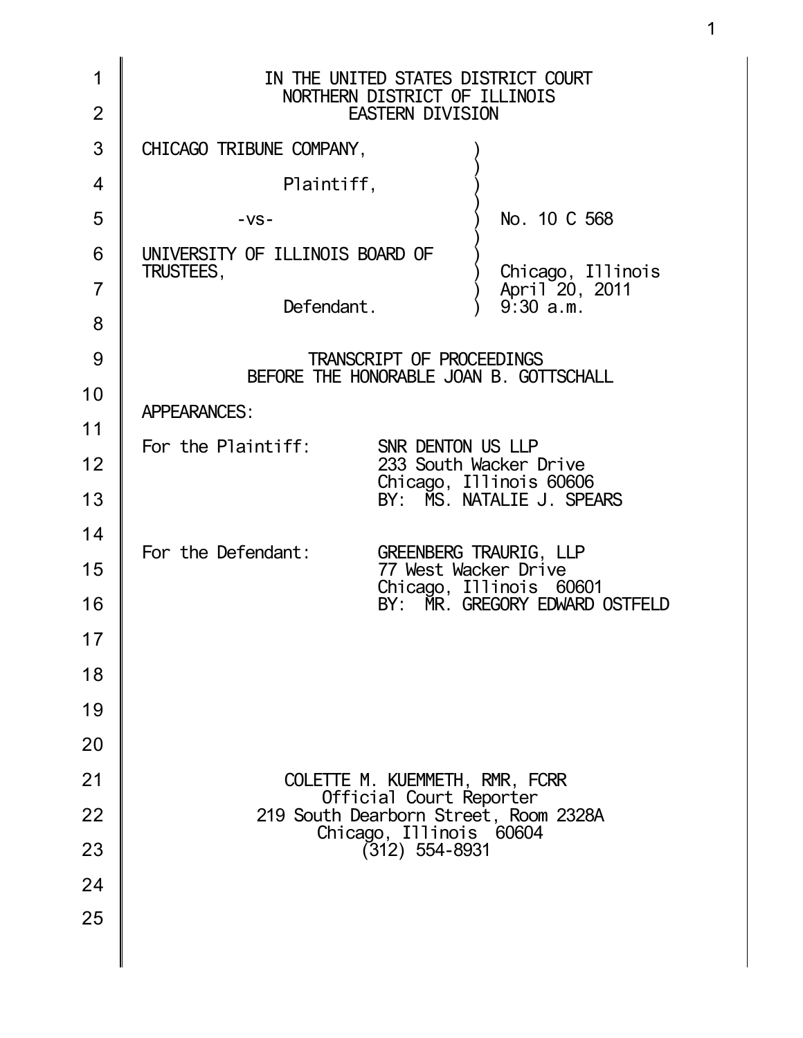IN THE UNITED STATES DISTRICT COURT
NORTHERN DISTRICT OF ILLINOIS
EASTERN DIVISION

| | | |
|---|---|---|
| CHICAGO TRIBUNE COMPANY, | ) | |
| Plaintiff, | ) | |
| -vs- | ) | No. 10 C 568 |
| UNIVERSITY OF ILLINOIS BOARD OF TRUSTEES, | ) | Chicago, Illinois |
| | ) | April 20, 2011 |
| Defendant. | ) | 9:30 a.m. |

TRANSCRIPT OF PROCEEDINGS
BEFORE THE HONORABLE JOAN B. GOTTSCHALL

APPEARANCES:

For the Plaintiff: SNR DENTON US LLP
233 South Wacker Drive
Chicago, Illinois 60606
BY: MS. NATALIE J. SPEARS

For the Defendant: GREENBERG TRAURIG, LLP
77 West Wacker Drive
Chicago, Illinois 60601
BY: MR. GREGORY EDWARD OSTFELD

COLETTE M. KUEMMETH, RMR, FCRR
Official Court Reporter
219 South Dearborn Street, Room 2328A
Chicago, Illinois 60604
(312) 554-8931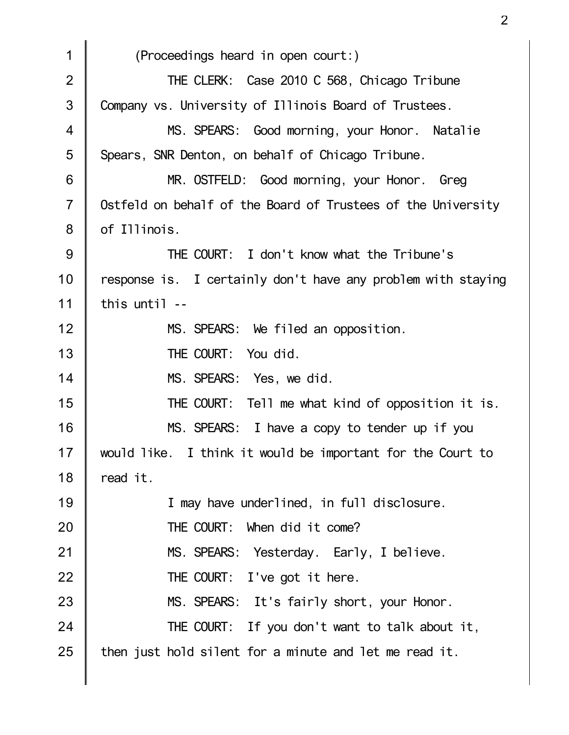(Proceedings heard in open court:)

THE CLERK: Case 2010 C 568, Chicago Tribune Company vs. University of Illinois Board of Trustees.

MS. SPEARS: Good morning, your Honor. Natalie Spears, SNR Denton, on behalf of Chicago Tribune.

MR. OSTFELD: Good morning, your Honor. Greg Ostfeld on behalf of the Board of Trustees of the University of Illinois.

THE COURT: I don't know what the Tribune's response is. I certainly don't have any problem with staying this until --

MS. SPEARS: We filed an opposition.

THE COURT: You did.

MS. SPEARS: Yes, we did.

THE COURT: Tell me what kind of opposition it is.

MS. SPEARS: I have a copy to tender up if you would like. I think it would be important for the Court to read it.

I may have underlined, in full disclosure.

THE COURT: When did it come?

MS. SPEARS: Yesterday. Early, I believe.

THE COURT: I've got it here.

MS. SPEARS: It's fairly short, your Honor.

THE COURT: If you don't want to talk about it, then just hold silent for a minute and let me read it.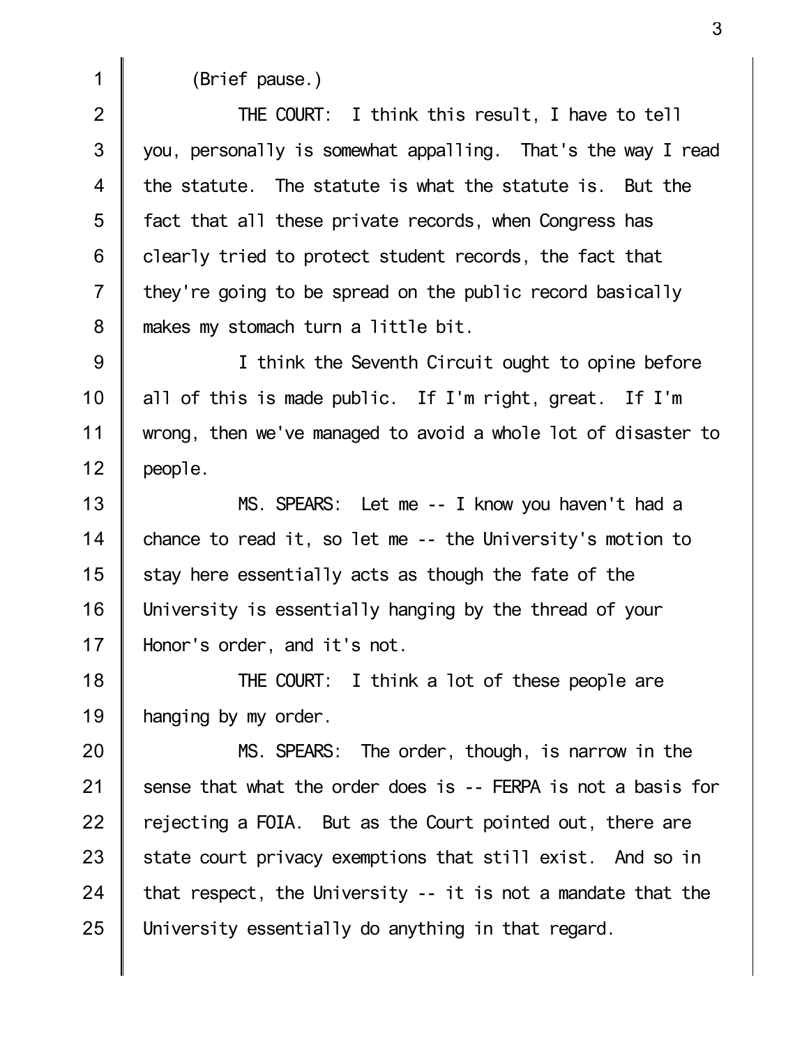(Brief pause.)

THE COURT: I think this result, I have to tell you, personally is somewhat appalling. That's the way I read the statute. The statute is what the statute is. But the fact that all these private records, when Congress has clearly tried to protect student records, the fact that they're going to be spread on the public record basically makes my stomach turn a little bit.

I think the Seventh Circuit ought to opine before all of this is made public. If I'm right, great. If I'm wrong, then we've managed to avoid a whole lot of disaster to people.

MS. SPEARS: Let me -- I know you haven't had a chance to read it, so let me -- the University's motion to stay here essentially acts as though the fate of the University is essentially hanging by the thread of your Honor's order, and it's not.

THE COURT: I think a lot of these people are hanging by my order.

MS. SPEARS: The order, though, is narrow in the sense that what the order does is -- FERPA is not a basis for rejecting a FOIA. But as the Court pointed out, there are state court privacy exemptions that still exist. And so in that respect, the University -- it is not a mandate that the University essentially do anything in that regard.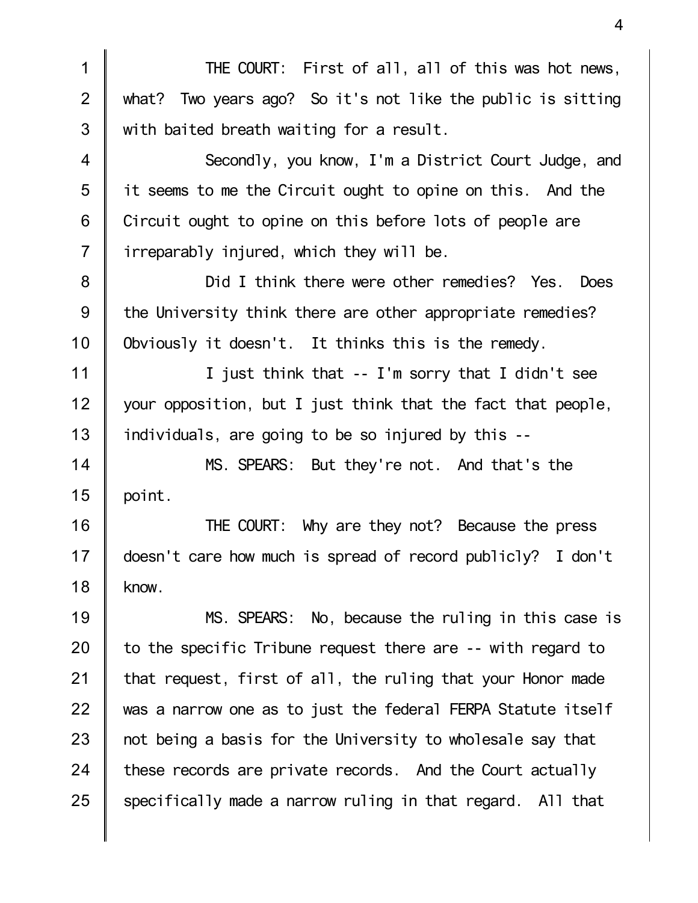THE COURT: First of all, all of this was hot news, what? Two years ago? So it's not like the public is sitting with baited breath waiting for a result.

Secondly, you know, I'm a District Court Judge, and it seems to me the Circuit ought to opine on this. And the Circuit ought to opine on this before lots of people are irreparably injured, which they will be.

Did I think there were other remedies? Yes. Does the University think there are other appropriate remedies? Obviously it doesn't. It thinks this is the remedy.

I just think that -- I'm sorry that I didn't see your opposition, but I just think that the fact that people, individuals, are going to be so injured by this --

MS. SPEARS: But they're not. And that's the point.

THE COURT: Why are they not? Because the press doesn't care how much is spread of record publicly? I don't know.

MS. SPEARS: No, because the ruling in this case is to the specific Tribune request there are -- with regard to that request, first of all, the ruling that your Honor made was a narrow one as to just the federal FERPA Statute itself not being a basis for the University to wholesale say that these records are private records. And the Court actually specifically made a narrow ruling in that regard. All that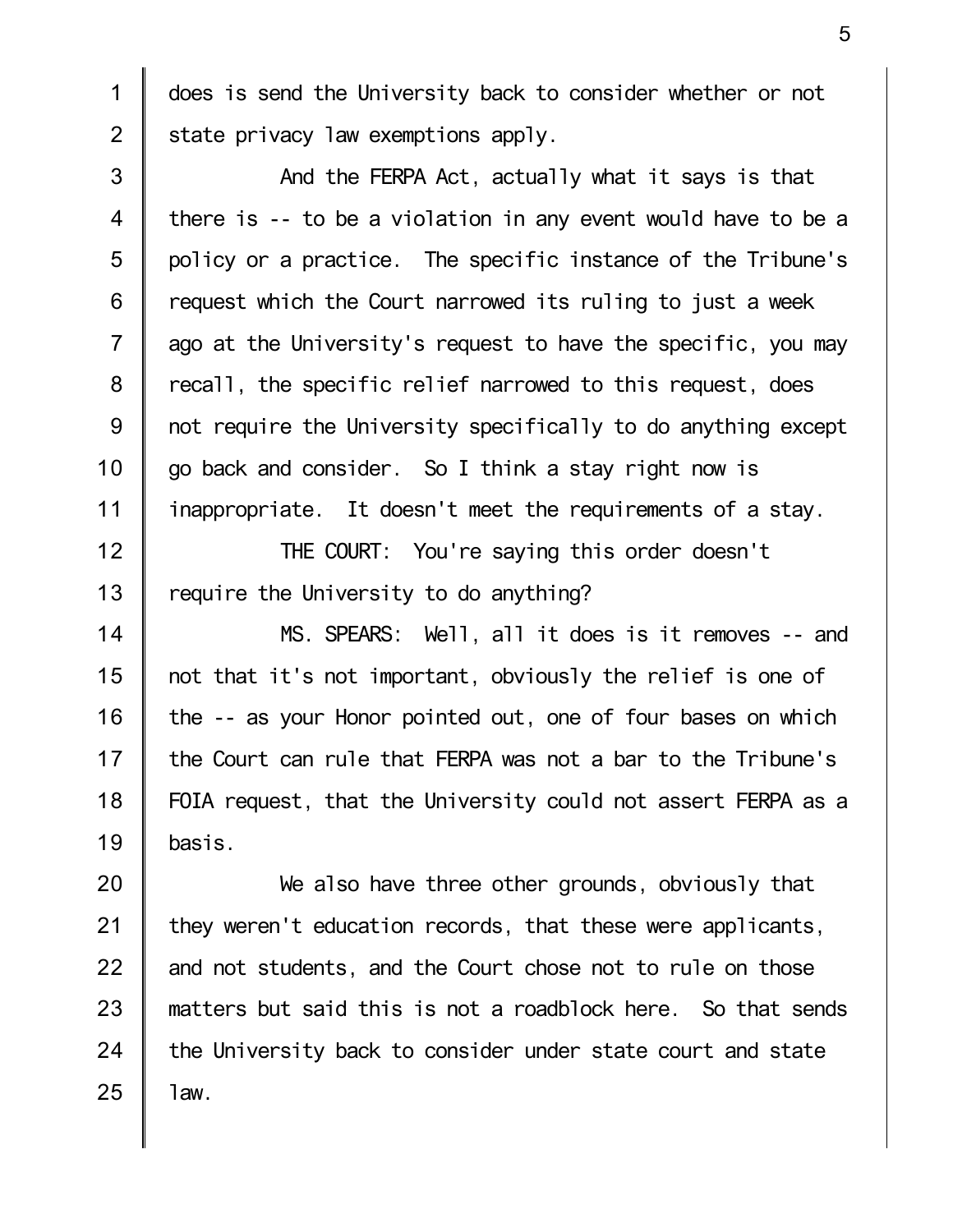does is send the University back to consider whether or not state privacy law exemptions apply.

And the FERPA Act, actually what it says is that there is -- to be a violation in any event would have to be a policy or a practice. The specific instance of the Tribune's request which the Court narrowed its ruling to just a week ago at the University's request to have the specific, you may recall, the specific relief narrowed to this request, does not require the University specifically to do anything except go back and consider. So I think a stay right now is inappropriate. It doesn't meet the requirements of a stay.

THE COURT: You're saying this order doesn't require the University to do anything?

MS. SPEARS: Well, all it does is it removes -- and not that it's not important, obviously the relief is one of the -- as your Honor pointed out, one of four bases on which the Court can rule that FERPA was not a bar to the Tribune's FOIA request, that the University could not assert FERPA as a basis.

We also have three other grounds, obviously that they weren't education records, that these were applicants, and not students, and the Court chose not to rule on those matters but said this is not a roadblock here. So that sends the University back to consider under state court and state law.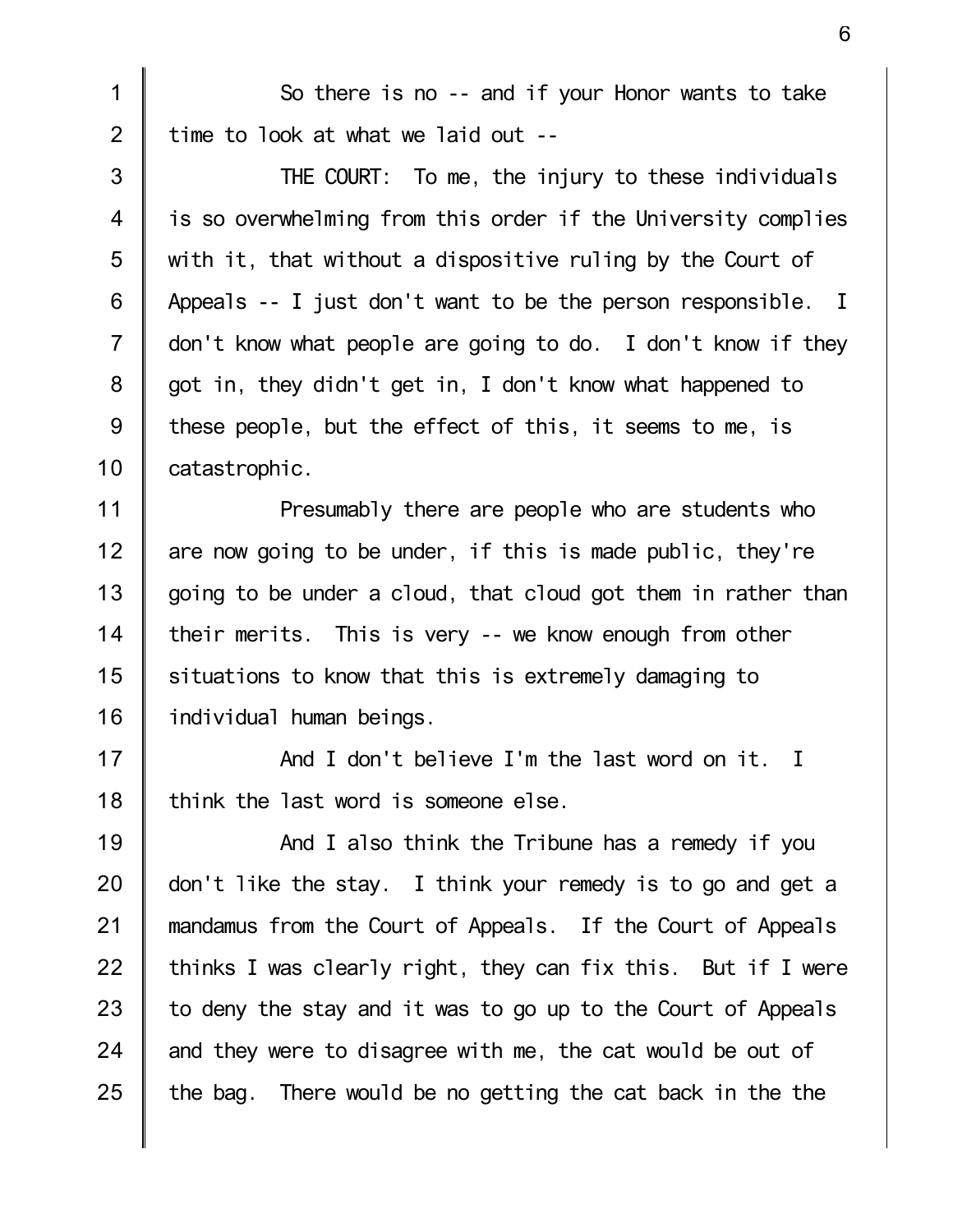So there is no -- and if your Honor wants to take time to look at what we laid out --

THE COURT: To me, the injury to these individuals is so overwhelming from this order if the University complies with it, that without a dispositive ruling by the Court of Appeals -- I just don't want to be the person responsible. I don't know what people are going to do. I don't know if they got in, they didn't get in, I don't know what happened to these people, but the effect of this, it seems to me, is catastrophic.

Presumably there are people who are students who are now going to be under, if this is made public, they're going to be under a cloud, that cloud got them in rather than their merits. This is very -- we know enough from other situations to know that this is extremely damaging to individual human beings.

And I don't believe I'm the last word on it. I think the last word is someone else.

And I also think the Tribune has a remedy if you don't like the stay. I think your remedy is to go and get a mandamus from the Court of Appeals. If the Court of Appeals thinks I was clearly right, they can fix this. But if I were to deny the stay and it was to go up to the Court of Appeals and they were to disagree with me, the cat would be out of the bag. There would be no getting the cat back in the the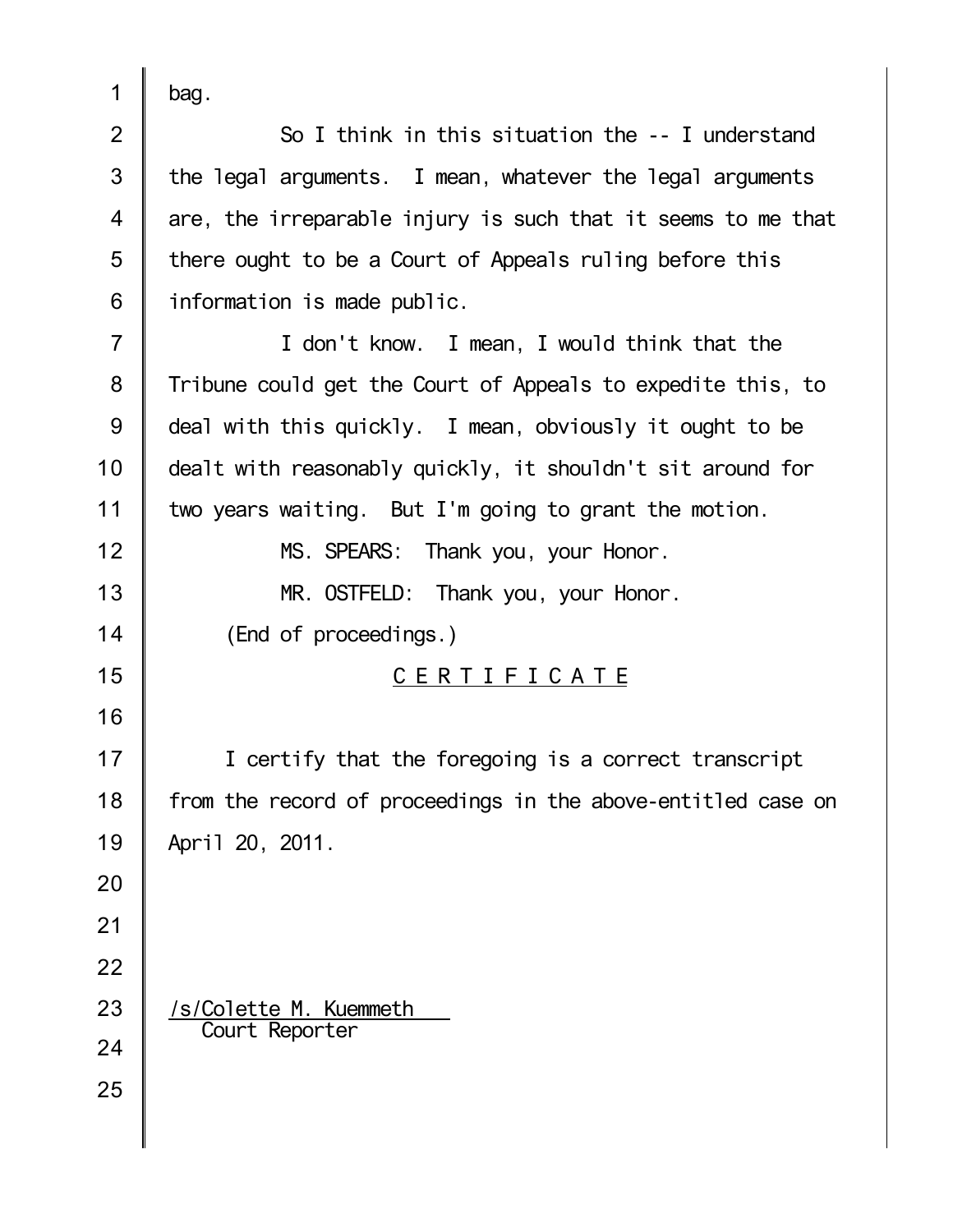bag.

So I think in this situation the -- I understand the legal arguments. I mean, whatever the legal arguments are, the irreparable injury is such that it seems to me that there ought to be a Court of Appeals ruling before this information is made public.

I don't know. I mean, I would think that the Tribune could get the Court of Appeals to expedite this, to deal with this quickly. I mean, obviously it ought to be dealt with reasonably quickly, it shouldn't sit around for two years waiting. But I'm going to grant the motion.

MS. SPEARS: Thank you, your Honor.

MR. OSTFELD: Thank you, your Honor.

(End of proceedings.)

C E R T I F I C A T E

I certify that the foregoing is a correct transcript from the record of proceedings in the above-entitled case on April 20, 2011.

/s/Colette M. Kuemmeth
Court Reporter